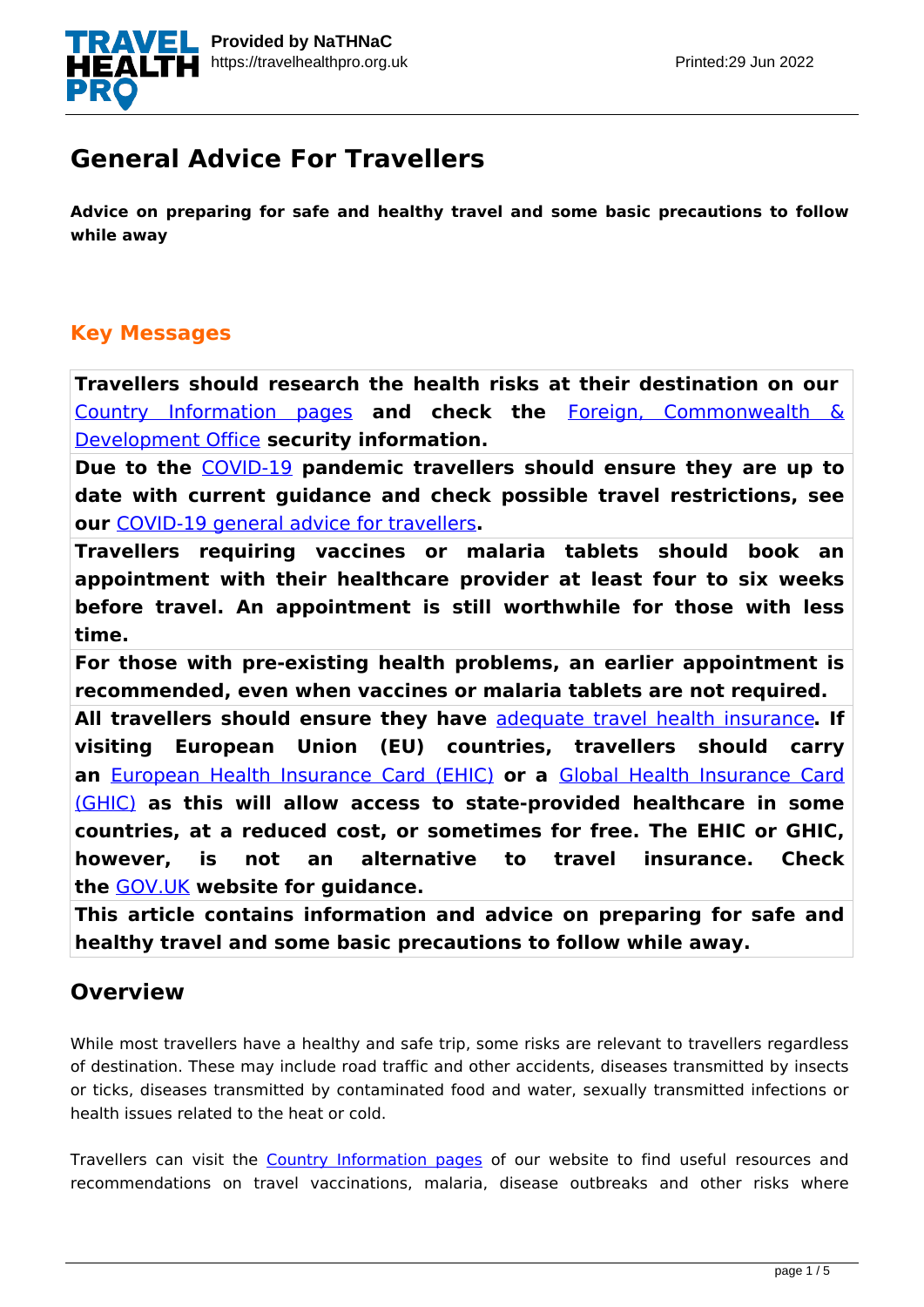# General Advice For Travellers

**Advice on preparing for safe and healthy travel and some basic precautions to follow while away**

## Key Messages

**Travellers should research the health risks at their destination on our Country Information pages and check the Foreign, Commonwealth & Development Office security information.**

**Due to the COVID-19 pandemic travellers should ensure they are up to date with current guidance and check possible travel restrictions, see our COVID-19 general advice for travellers.**

**Travellers requiring vaccines or malaria tablets should book an appointment with their healthcare provider at least four to six weeks before travel. An appointment is still worthwhile for those with less time.**

**For those with pre-existing health problems, an earlier appointment is recommended, even when vaccines or malaria tablets are not required.**

**All travellers should ensure they have adequate travel health insurance. If visiting European Union (EU) countries, travellers should carry an European Health Insurance Card (EHIC) or a Global Health Insurance Card (GHIC) as this will allow access to state-provided healthcare in some countries, at a reduced cost, or sometimes for free. The EHIC or GHIC, however, is not an alternative to travel insurance. Check the GOV.UK website for guidance.**

**This article contains information and advice on preparing for safe and healthy travel and some basic precautions to follow while away.**

## Overview

While most travellers have a healthy and safe trip, some risks are relevant to travellers regardless of destination. These may include road traffic and other accidents, diseases transmitted by insects or ticks, diseases transmitted by contaminated food and water, sexually transmitted infections or health issues related to the heat or cold.

Travellers can visit the Country Information pages of our website to find useful resources and recommendations on travel vaccinations, malaria, disease outbreaks and other risks where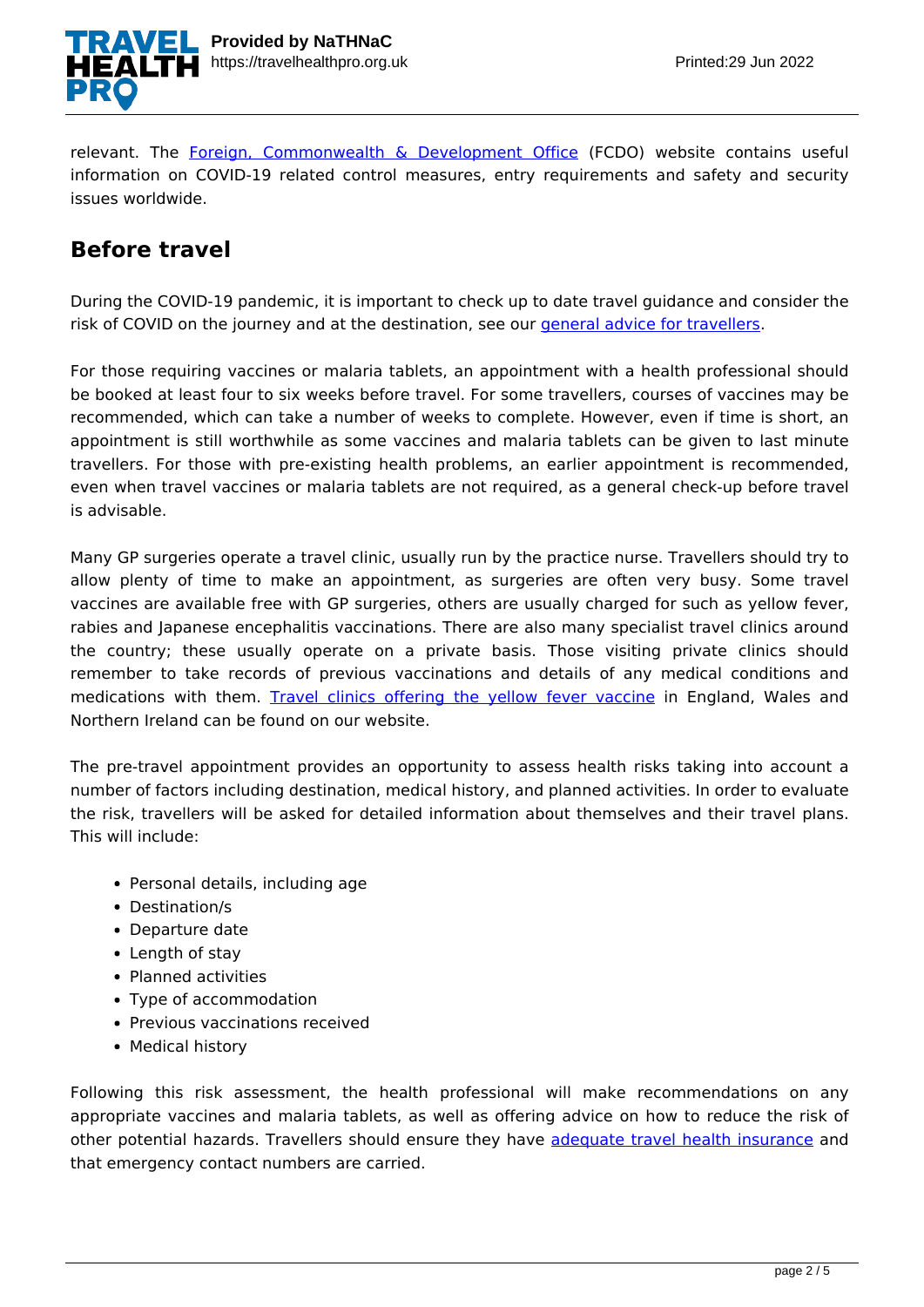relevant. The Foreign, Commonwealth & Development Office (FCDO) website contains useful information on COVID-19 related control measures, entry requirements and safety and security issues worldwide.

## Before travel

During the COVID-19 pandemic, it is important to check up to date travel guidance and consider the risk of COVID on the journey and at the destination, see our general advice for travellers.

For those requiring vaccines or malaria tablets, an appointment with a health professional should be booked at least four to six weeks before travel. For some travellers, courses of vaccines may be recommended, which can take a number of weeks to complete. However, even if time is short, an appointment is still worthwhile as some vaccines and malaria tablets can be given to last minute travellers. For those with pre-existing health problems, an earlier appointment is recommended, even when travel vaccines or malaria tablets are not required, as a general check-up before travel is advisable.

Many GP surgeries operate a travel clinic, usually run by the practice nurse. Travellers should try to allow plenty of time to make an appointment, as surgeries are often very busy. Some travel vaccines are available free with GP surgeries, others are usually charged for such as yellow fever, rabies and Japanese encephalitis vaccinations. There are also many specialist travel clinics around the country; these usually operate on a private basis. Those visiting private clinics should remember to take records of previous vaccinations and details of any medical conditions and medications with them. Travel clinics offering the yellow fever vaccine in England, Wales and Northern Ireland can be found on our website.

The pre-travel appointment provides an opportunity to assess health risks taking into account a number of factors including destination, medical history, and planned activities. In order to evaluate the risk, travellers will be asked for detailed information about themselves and their travel plans. This will include:

- Personal details, including age
- Destination/s
- Departure date
- Length of stay
- Planned activities
- Type of accommodation
- Previous vaccinations received
- Medical history

Following this risk assessment, the health professional will make recommendations on any appropriate vaccines and malaria tablets, as well as offering advice on how to reduce the risk of other potential hazards. Travellers should ensure they have adequate travel health insurance and that emergency contact numbers are carried.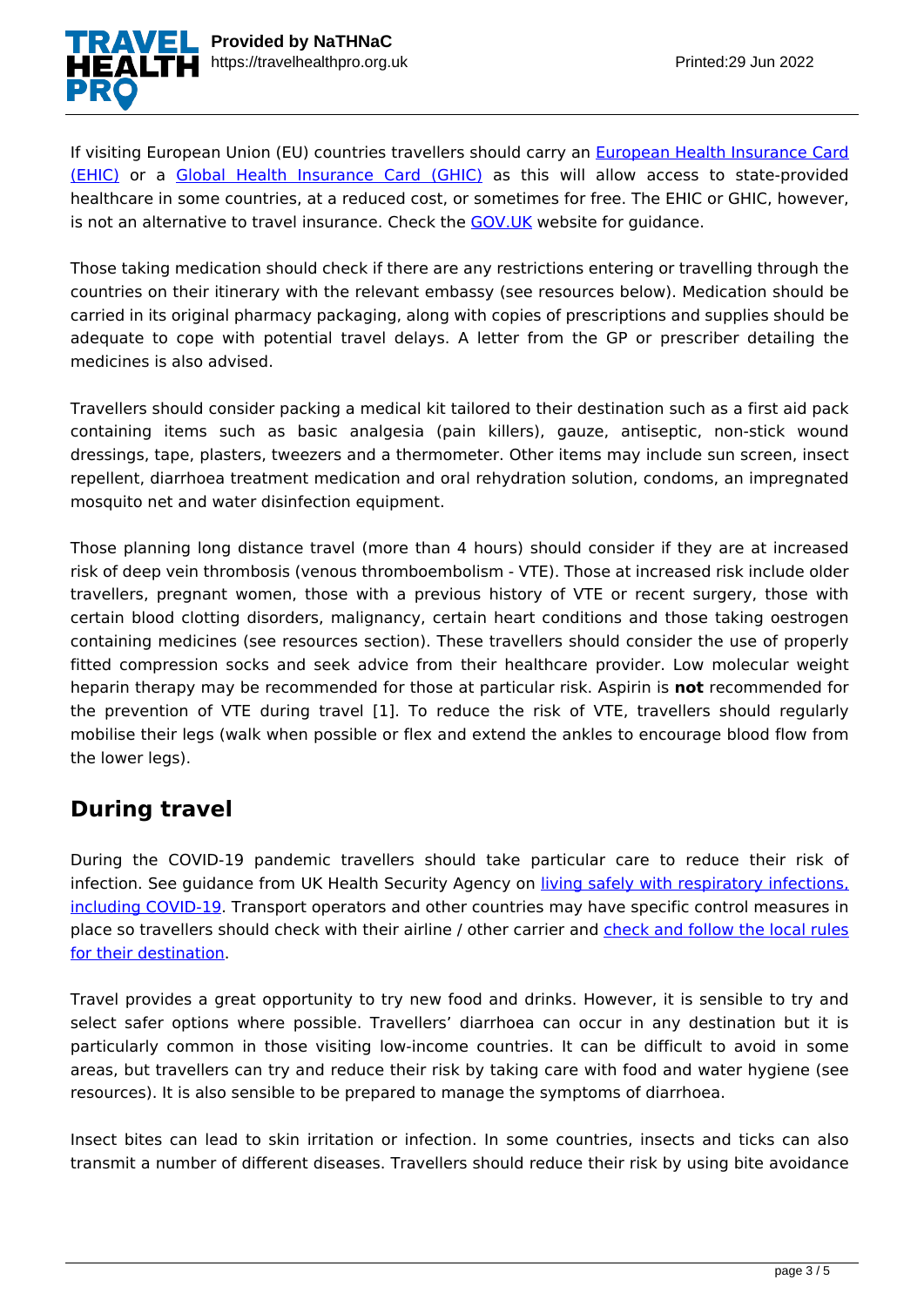If visiting European Union (EU) countries travellers should carry an European Health Insurance Card (EHIC) or a Global Health Insurance Card (GHIC) as this will allow access to state-provided healthcare in some countries, at a reduced cost, or sometimes for free. The EHIC or GHIC, however, is not an alternative to travel insurance. Check the GOV.UK website for guidance.

Those taking medication should check if there are any restrictions entering or travelling through the countries on their itinerary with the relevant embassy (see resources below). Medication should be carried in its original pharmacy packaging, along with copies of prescriptions and supplies should be adequate to cope with potential travel delays. A letter from the GP or prescriber detailing the medicines is also advised.

Travellers should consider packing a medical kit tailored to their destination such as a first aid pack containing items such as basic analgesia (pain killers), gauze, antiseptic, non-stick wound dressings, tape, plasters, tweezers and a thermometer. Other items may include sun screen, insect repellent, diarrhoea treatment medication and oral rehydration solution, condoms, an impregnated mosquito net and water disinfection equipment.

Those planning long distance travel (more than 4 hours) should consider if they are at increased risk of deep vein thrombosis (venous thromboembolism - VTE). Those at increased risk include older travellers, pregnant women, those with a previous history of VTE or recent surgery, those with certain blood clotting disorders, malignancy, certain heart conditions and those taking oestrogen containing medicines (see resources section). These travellers should consider the use of properly fitted compression socks and seek advice from their healthcare provider. Low molecular weight heparin therapy may be recommended for those at particular risk. Aspirin is **not** recommended for the prevention of VTE during travel [1]. To reduce the risk of VTE, travellers should regularly mobilise their legs (walk when possible or flex and extend the ankles to encourage blood flow from the lower legs).

## During travel

During the COVID-19 pandemic travellers should take particular care to reduce their risk of infection. See guidance from UK Health Security Agency on living safely with respiratory infections, including COVID-19. Transport operators and other countries may have specific control measures in place so travellers should check with their airline / other carrier and check and follow the local rules for their destination.

Travel provides a great opportunity to try new food and drinks. However, it is sensible to try and select safer options where possible. Travellers' diarrhoea can occur in any destination but it is particularly common in those visiting low-income countries. It can be difficult to avoid in some areas, but travellers can try and reduce their risk by taking care with food and water hygiene (see resources). It is also sensible to be prepared to manage the symptoms of diarrhoea.

Insect bites can lead to skin irritation or infection. In some countries, insects and ticks can also transmit a number of different diseases. Travellers should reduce their risk by using bite avoidance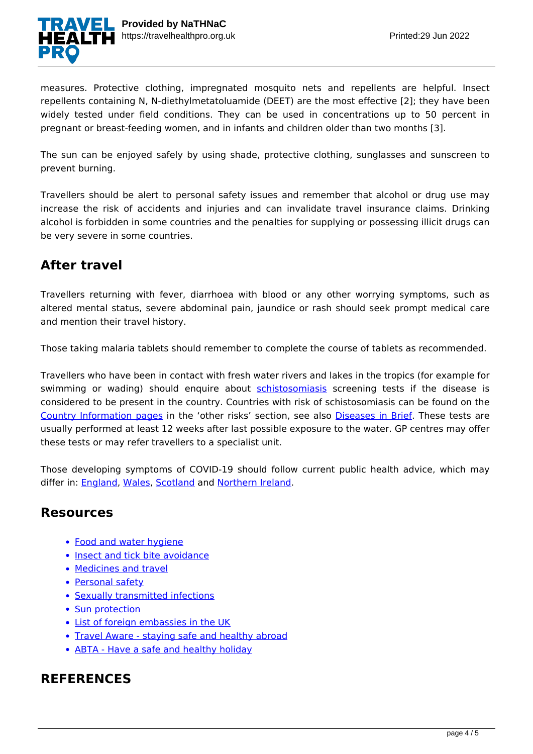measures. Protective clothing, impregnated mosquito nets and repellents are helpful. Insect repellents containing N, N-diethylmetatoluamide (DEET) are the most effective [2]; they have been widely tested under field conditions. They can be used in concentrations up to 50 percent in pregnant or breast-feeding women, and in infants and children older than two months [3].

The sun can be enjoyed safely by using shade, protective clothing, sunglasses and sunscreen to prevent burning.

Travellers should be alert to personal safety issues and remember that alcohol or drug use may increase the risk of accidents and injuries and can invalidate travel insurance claims. Drinking alcohol is forbidden in some countries and the penalties for supplying or possessing illicit drugs can be very severe in some countries.

## After travel

Travellers returning with fever, diarrhoea with blood or any other worrying symptoms, such as altered mental status, severe abdominal pain, jaundice or rash should seek prompt medical care and mention their travel history.

Those taking malaria tablets should remember to complete the course of tablets as recommended.

Travellers who have been in contact with fresh water rivers and lakes in the tropics (for example for swimming or wading) should enquire about schistosomiasis screening tests if the disease is considered to be present in the country. Countries with risk of schistosomiasis can be found on the Country Information pages in the 'other risks' section, see also Diseases in Brief. These tests are usually performed at least 12 weeks after last possible exposure to the water. GP centres may offer these tests or may refer travellers to a specialist unit.

Those developing symptoms of COVID-19 should follow current public health advice, which may differ in: England, Wales, Scotland and Northern Ireland.

## Resources

- Food and water hygiene
- Insect and tick bite avoidance
- Medicines and travel
- Personal safety
- Sexually transmitted infections
- Sun protection
- List of foreign embassies in the UK
- Travel Aware - staying safe and healthy abroad
- ABTA - Have a safe and healthy holiday

## REFERENCES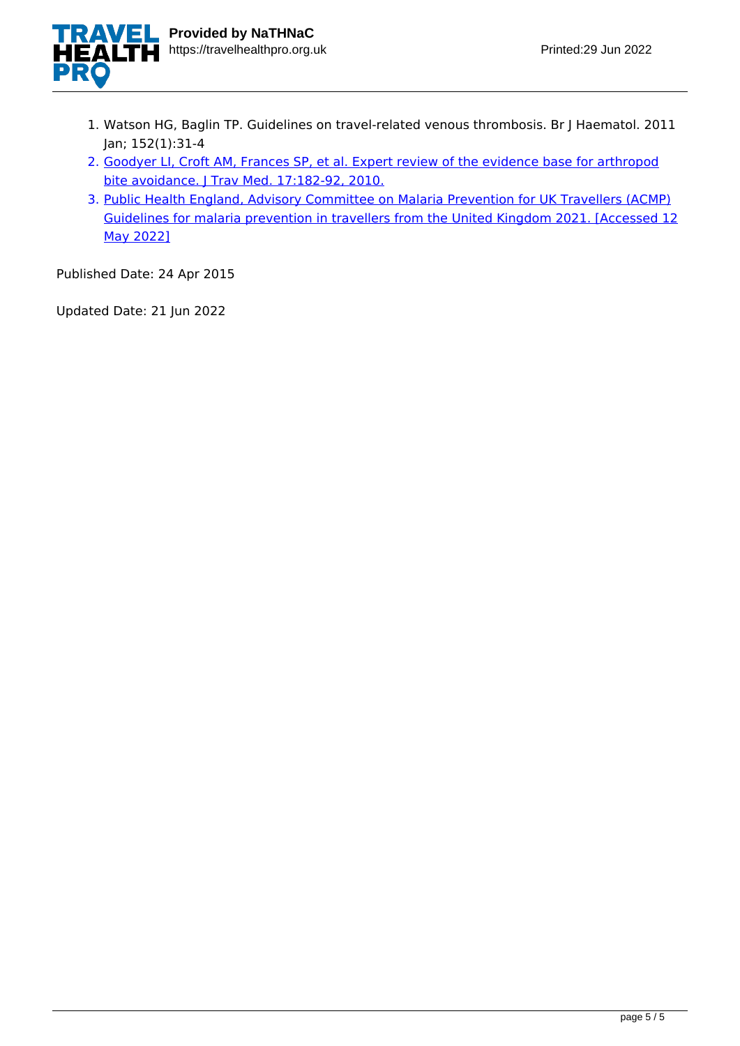1. Watson HG, Baglin TP. Guidelines on travel-related venous thrombosis. Br J Haematol. 2011 Jan; 152(1):31-4
2. Goodyer LI, Croft AM, Frances SP, et al. Expert review of the evidence base for arthropod bite avoidance. J Trav Med. 17:182-92, 2010.
3. Public Health England, Advisory Committee on Malaria Prevention for UK Travellers (ACMP) Guidelines for malaria prevention in travellers from the United Kingdom 2021. [Accessed 12 May 2022]

Published Date: 24 Apr 2015

Updated Date: 21 Jun 2022